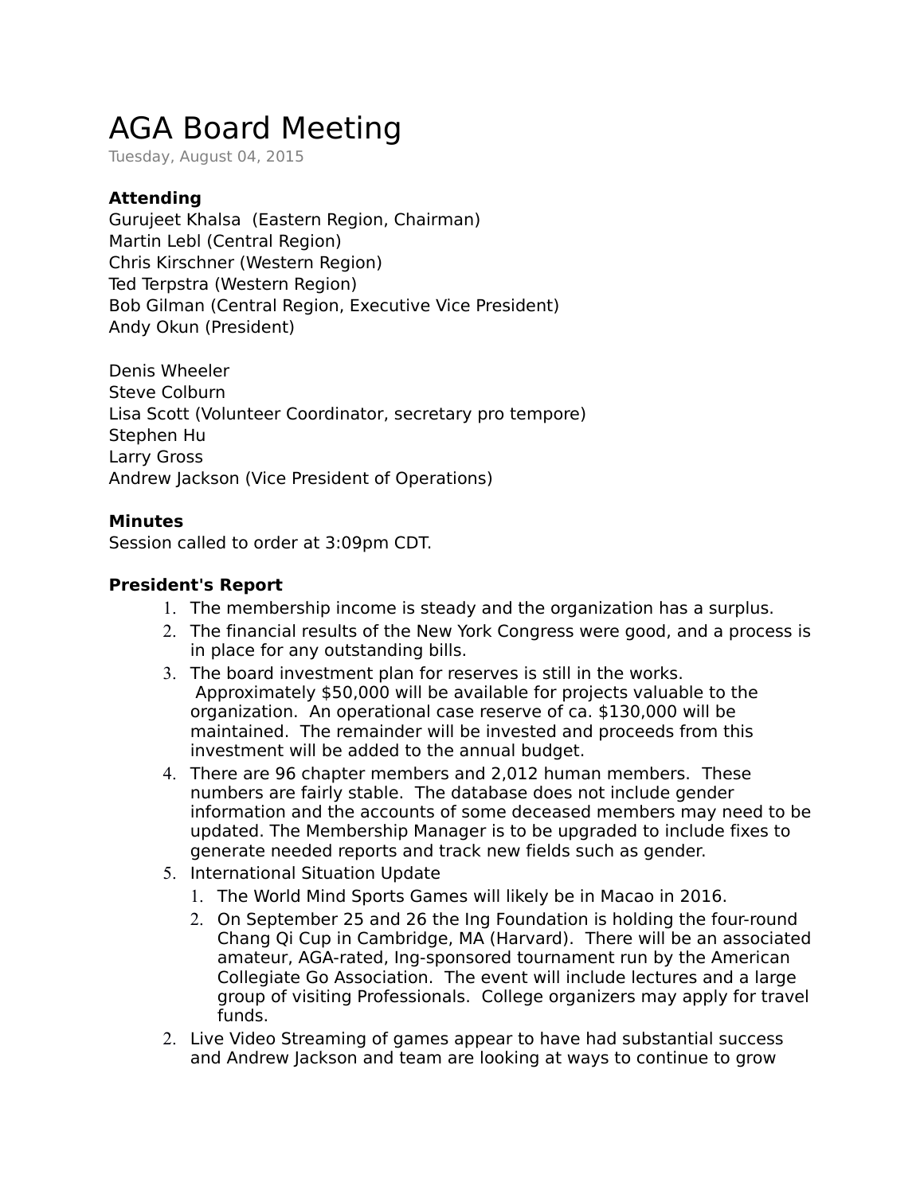# AGA Board Meeting

Tuesday, August 04, 2015

**Attending**

Gurujeet Khalsa (Eastern Region, Chairman)
Martin Lebl (Central Region)
Chris Kirschner (Western Region)
Ted Terpstra (Western Region)
Bob Gilman (Central Region, Executive Vice President)
Andy Okun (President)

Denis Wheeler
Steve Colburn
Lisa Scott (Volunteer Coordinator, secretary pro tempore)
Stephen Hu
Larry Gross
Andrew Jackson (Vice President of Operations)

**Minutes**

Session called to order at 3:09pm CDT.

**President's Report**

1. The membership income is steady and the organization has a surplus.
2. The financial results of the New York Congress were good, and a process is in place for any outstanding bills.
3. The board investment plan for reserves is still in the works. Approximately $50,000 will be available for projects valuable to the organization. An operational case reserve of ca. $130,000 will be maintained. The remainder will be invested and proceeds from this investment will be added to the annual budget.
4. There are 96 chapter members and 2,012 human members. These numbers are fairly stable. The database does not include gender information and the accounts of some deceased members may need to be updated. The Membership Manager is to be upgraded to include fixes to generate needed reports and track new fields such as gender.
5. International Situation Update
    1. The World Mind Sports Games will likely be in Macao in 2016.
    2. On September 25 and 26 the Ing Foundation is holding the four-round Chang Qi Cup in Cambridge, MA (Harvard). There will be an associated amateur, AGA-rated, Ing-sponsored tournament run by the American Collegiate Go Association. The event will include lectures and a large group of visiting Professionals. College organizers may apply for travel funds.
2. Live Video Streaming of games appear to have had substantial success and Andrew Jackson and team are looking at ways to continue to grow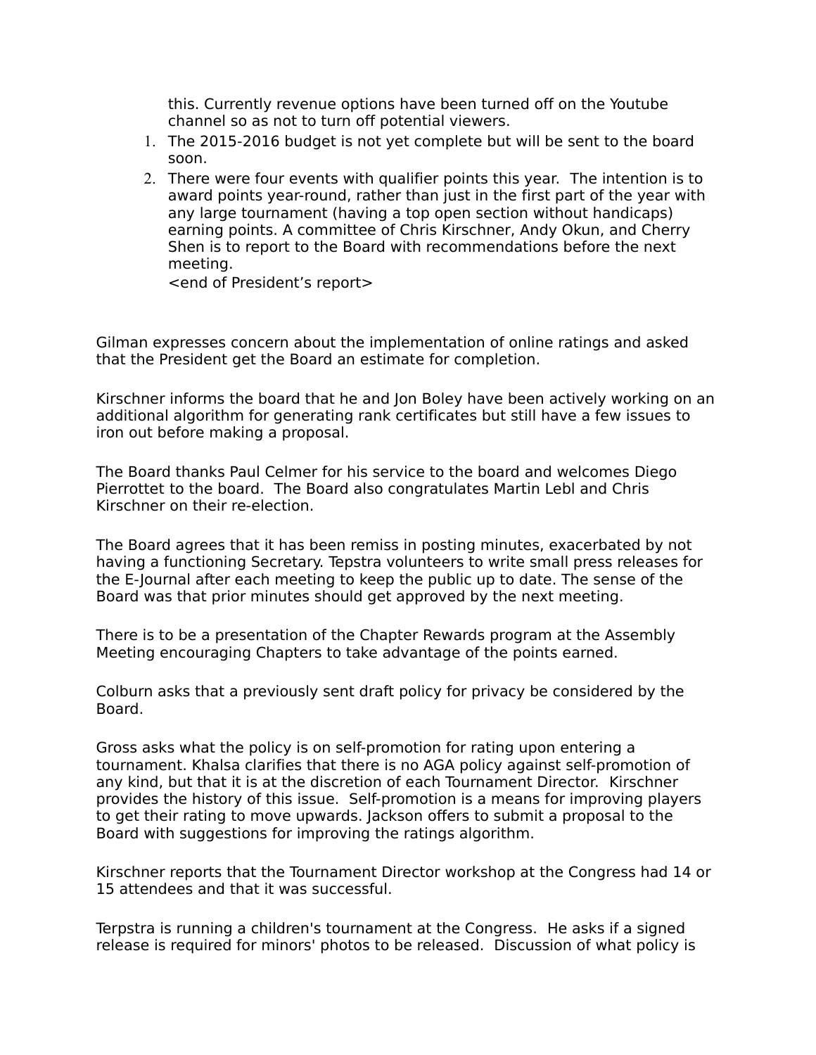this. Currently revenue options have been turned off on the Youtube channel so as not to turn off potential viewers.

1. The 2015-2016 budget is not yet complete but will be sent to the board soon.
2. There were four events with qualifier points this year. The intention is to award points year-round, rather than just in the first part of the year with any large tournament (having a top open section without handicaps) earning points. A committee of Chris Kirschner, Andy Okun, and Cherry Shen is to report to the Board with recommendations before the next meeting.

   <end of President's report>

Gilman expresses concern about the implementation of online ratings and asked that the President get the Board an estimate for completion.

Kirschner informs the board that he and Jon Boley have been actively working on an additional algorithm for generating rank certificates but still have a few issues to iron out before making a proposal.

The Board thanks Paul Celmer for his service to the board and welcomes Diego Pierrottet to the board. The Board also congratulates Martin Lebl and Chris Kirschner on their re-election.

The Board agrees that it has been remiss in posting minutes, exacerbated by not having a functioning Secretary. Tepstra volunteers to write small press releases for the E-Journal after each meeting to keep the public up to date. The sense of the Board was that prior minutes should get approved by the next meeting.

There is to be a presentation of the Chapter Rewards program at the Assembly Meeting encouraging Chapters to take advantage of the points earned.

Colburn asks that a previously sent draft policy for privacy be considered by the Board.

Gross asks what the policy is on self-promotion for rating upon entering a tournament. Khalsa clarifies that there is no AGA policy against self-promotion of any kind, but that it is at the discretion of each Tournament Director. Kirschner provides the history of this issue. Self-promotion is a means for improving players to get their rating to move upwards. Jackson offers to submit a proposal to the Board with suggestions for improving the ratings algorithm.

Kirschner reports that the Tournament Director workshop at the Congress had 14 or 15 attendees and that it was successful.

Terpstra is running a children's tournament at the Congress. He asks if a signed release is required for minors' photos to be released. Discussion of what policy is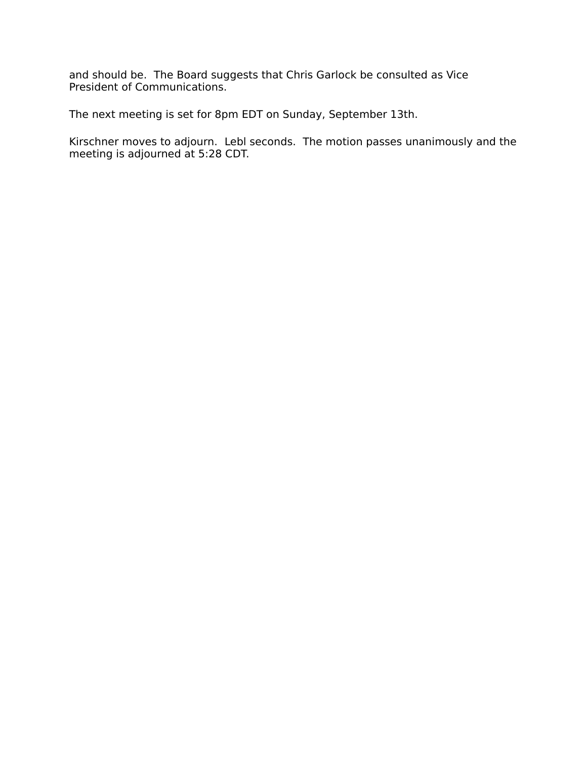and should be. The Board suggests that Chris Garlock be consulted as Vice President of Communications.

The next meeting is set for 8pm EDT on Sunday, September 13th.

Kirschner moves to adjourn. Lebl seconds. The motion passes unanimously and the meeting is adjourned at 5:28 CDT.